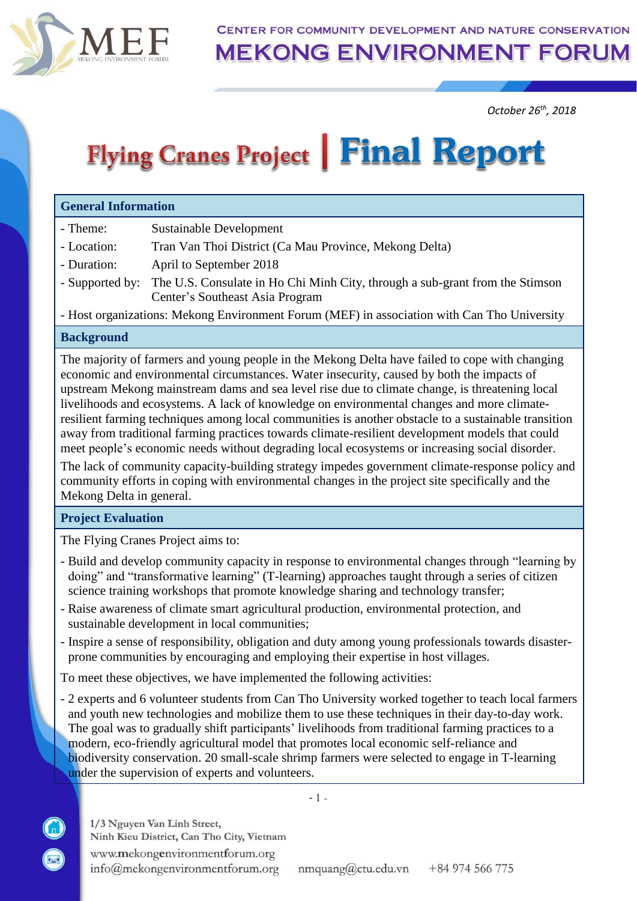CENTER FOR COMMUNITY DEVELOPMENT AND NATURE CONSERVATION

MEKONG ENVIRONMENT FORUM

*October 26th, 2018*

# Flying Cranes Project | Final Report

## General Information

- Theme: Sustainable Development
- Location: Tran Van Thoi District (Ca Mau Province, Mekong Delta)
- Duration: April to September 2018
- Supported by: The U.S. Consulate in Ho Chi Minh City, through a sub-grant from the Stimson Center's Southeast Asia Program
- Host organizations: Mekong Environment Forum (MEF) in association with Can Tho University

## Background

The majority of farmers and young people in the Mekong Delta have failed to cope with changing economic and environmental circumstances. Water insecurity, caused by both the impacts of upstream Mekong mainstream dams and sea level rise due to climate change, is threatening local livelihoods and ecosystems. A lack of knowledge on environmental changes and more climate-resilient farming techniques among local communities is another obstacle to a sustainable transition away from traditional farming practices towards climate-resilient development models that could meet people's economic needs without degrading local ecosystems or increasing social disorder.

The lack of community capacity-building strategy impedes government climate-response policy and community efforts in coping with environmental changes in the project site specifically and the Mekong Delta in general.

## Project Evaluation

The Flying Cranes Project aims to:

- Build and develop community capacity in response to environmental changes through "learning by doing" and "transformative learning" (T-learning) approaches taught through a series of citizen science training workshops that promote knowledge sharing and technology transfer;
- Raise awareness of climate smart agricultural production, environmental protection, and sustainable development in local communities;
- Inspire a sense of responsibility, obligation and duty among young professionals towards disaster-prone communities by encouraging and employing their expertise in host villages.

To meet these objectives, we have implemented the following activities:

- 2 experts and 6 volunteer students from Can Tho University worked together to teach local farmers and youth new technologies and mobilize them to use these techniques in their day-to-day work. The goal was to gradually shift participants' livelihoods from traditional farming practices to a modern, eco-friendly agricultural model that promotes local economic self-reliance and biodiversity conservation. 20 small-scale shrimp farmers were selected to engage in T-learning under the supervision of experts and volunteers.

1/3 Nguyen Van Linh Street,
Ninh Kieu District, Can Tho City, Vietnam
www.mekongenvironmentforum.org
info@mekongenvironmentforum.org nmquang@ctu.edu.vn +84 974 566 775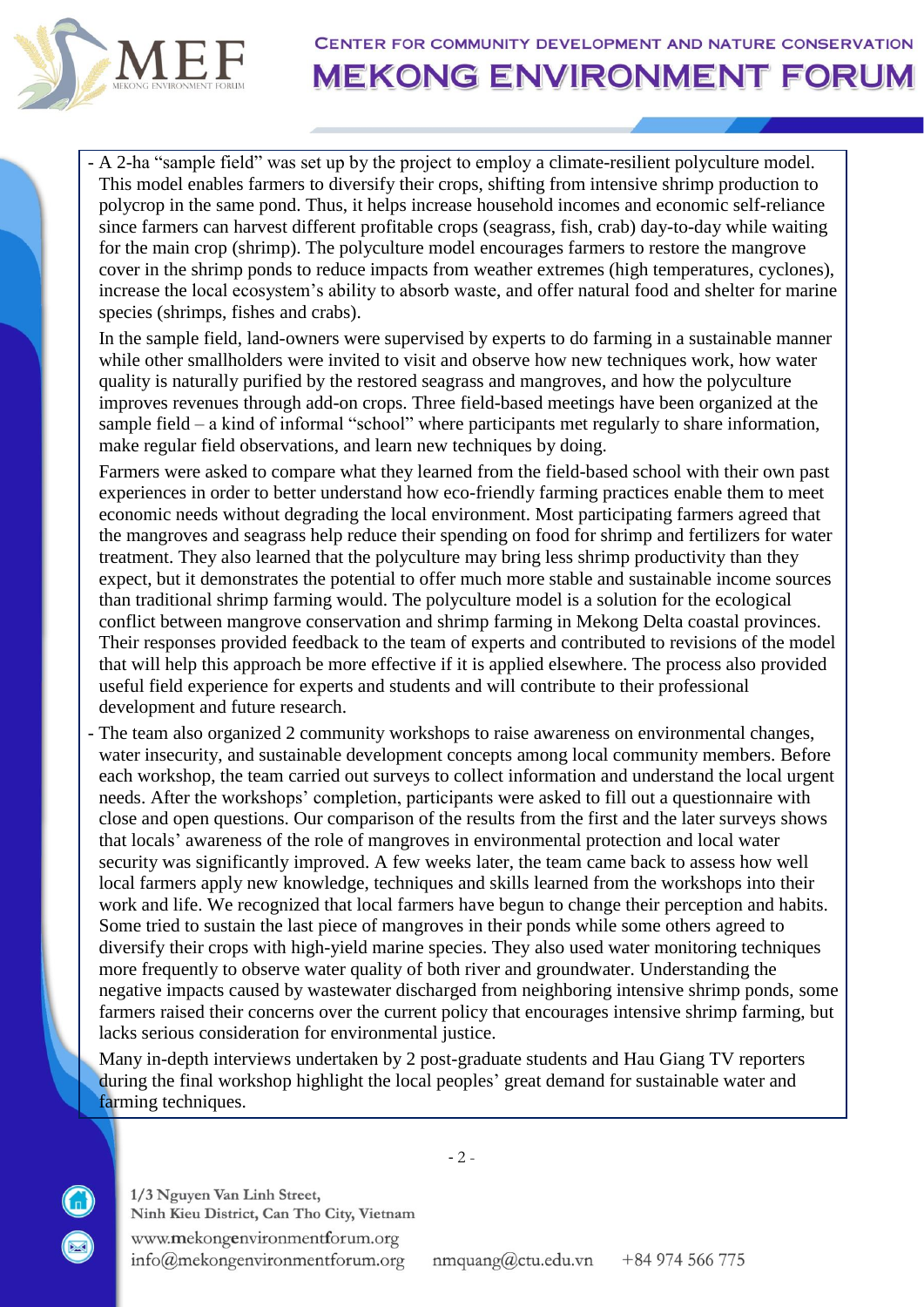- A 2-ha "sample field" was set up by the project to employ a climate-resilient polyculture model. This model enables farmers to diversify their crops, shifting from intensive shrimp production to polycrop in the same pond. Thus, it helps increase household incomes and economic self-reliance since farmers can harvest different profitable crops (seagrass, fish, crab) day-to-day while waiting for the main crop (shrimp). The polyculture model encourages farmers to restore the mangrove cover in the shrimp ponds to reduce impacts from weather extremes (high temperatures, cyclones), increase the local ecosystem's ability to absorb waste, and offer natural food and shelter for marine species (shrimps, fishes and crabs).

  In the sample field, land-owners were supervised by experts to do farming in a sustainable manner while other smallholders were invited to visit and observe how new techniques work, how water quality is naturally purified by the restored seagrass and mangroves, and how the polyculture improves revenues through add-on crops. Three field-based meetings have been organized at the sample field – a kind of informal "school" where participants met regularly to share information, make regular field observations, and learn new techniques by doing.

  Farmers were asked to compare what they learned from the field-based school with their own past experiences in order to better understand how eco-friendly farming practices enable them to meet economic needs without degrading the local environment. Most participating farmers agreed that the mangroves and seagrass help reduce their spending on food for shrimp and fertilizers for water treatment. They also learned that the polyculture may bring less shrimp productivity than they expect, but it demonstrates the potential to offer much more stable and sustainable income sources than traditional shrimp farming would. The polyculture model is a solution for the ecological conflict between mangrove conservation and shrimp farming in Mekong Delta coastal provinces. Their responses provided feedback to the team of experts and contributed to revisions of the model that will help this approach be more effective if it is applied elsewhere. The process also provided useful field experience for experts and students and will contribute to their professional development and future research.

- The team also organized 2 community workshops to raise awareness on environmental changes, water insecurity, and sustainable development concepts among local community members. Before each workshop, the team carried out surveys to collect information and understand the local urgent needs. After the workshops' completion, participants were asked to fill out a questionnaire with close and open questions. Our comparison of the results from the first and the later surveys shows that locals' awareness of the role of mangroves in environmental protection and local water security was significantly improved. A few weeks later, the team came back to assess how well local farmers apply new knowledge, techniques and skills learned from the workshops into their work and life. We recognized that local farmers have begun to change their perception and habits. Some tried to sustain the last piece of mangroves in their ponds while some others agreed to diversify their crops with high-yield marine species. They also used water monitoring techniques more frequently to observe water quality of both river and groundwater. Understanding the negative impacts caused by wastewater discharged from neighboring intensive shrimp ponds, some farmers raised their concerns over the current policy that encourages intensive shrimp farming, but lacks serious consideration for environmental justice.

  Many in-depth interviews undertaken by 2 post-graduate students and Hau Giang TV reporters during the final workshop highlight the local peoples' great demand for sustainable water and farming techniques.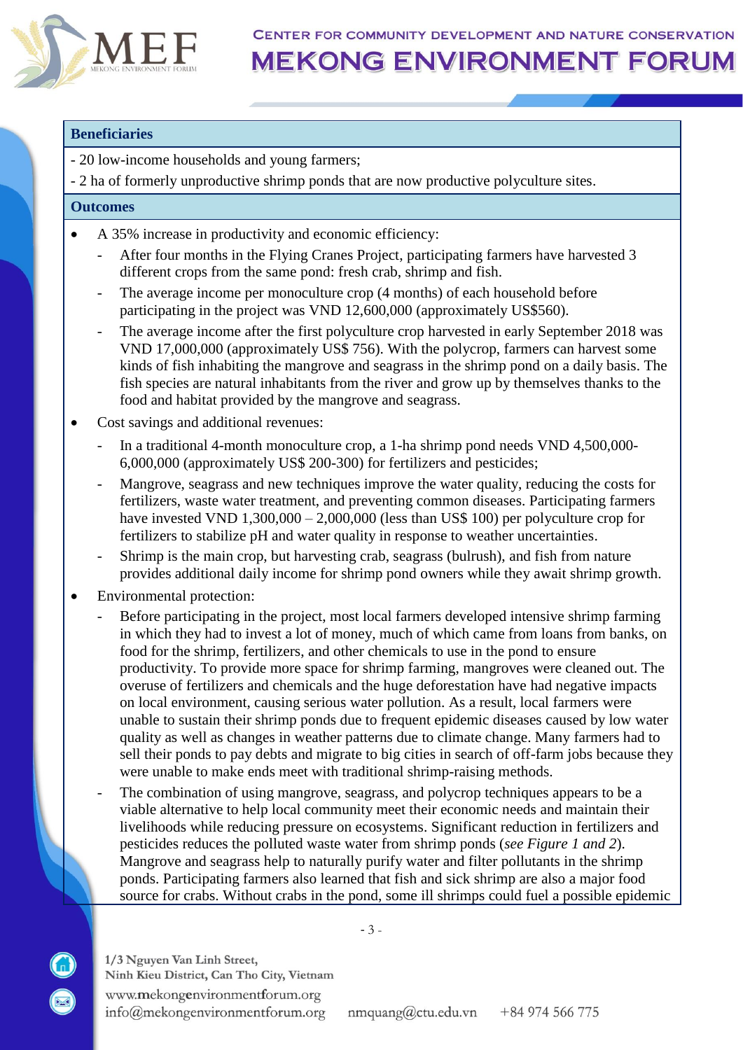## Beneficiaries

- 20 low-income households and young farmers;
- 2 ha of formerly unproductive shrimp ponds that are now productive polyculture sites.

## Outcomes

- A 35% increase in productivity and economic efficiency:
  - After four months in the Flying Cranes Project, participating farmers have harvested 3 different crops from the same pond: fresh crab, shrimp and fish.
  - The average income per monoculture crop (4 months) of each household before participating in the project was VND 12,600,000 (approximately US$560).
  - The average income after the first polyculture crop harvested in early September 2018 was VND 17,000,000 (approximately US$ 756). With the polycrop, farmers can harvest some kinds of fish inhabiting the mangrove and seagrass in the shrimp pond on a daily basis. The fish species are natural inhabitants from the river and grow up by themselves thanks to the food and habitat provided by the mangrove and seagrass.
- Cost savings and additional revenues:
  - In a traditional 4-month monoculture crop, a 1-ha shrimp pond needs VND 4,500,000-6,000,000 (approximately US$ 200-300) for fertilizers and pesticides;
  - Mangrove, seagrass and new techniques improve the water quality, reducing the costs for fertilizers, waste water treatment, and preventing common diseases. Participating farmers have invested VND 1,300,000 – 2,000,000 (less than US$ 100) per polyculture crop for fertilizers to stabilize pH and water quality in response to weather uncertainties.
  - Shrimp is the main crop, but harvesting crab, seagrass (bulrush), and fish from nature provides additional daily income for shrimp pond owners while they await shrimp growth.
- Environmental protection:
  - Before participating in the project, most local farmers developed intensive shrimp farming in which they had to invest a lot of money, much of which came from loans from banks, on food for the shrimp, fertilizers, and other chemicals to use in the pond to ensure productivity. To provide more space for shrimp farming, mangroves were cleaned out. The overuse of fertilizers and chemicals and the huge deforestation have had negative impacts on local environment, causing serious water pollution. As a result, local farmers were unable to sustain their shrimp ponds due to frequent epidemic diseases caused by low water quality as well as changes in weather patterns due to climate change. Many farmers had to sell their ponds to pay debts and migrate to big cities in search of off-farm jobs because they were unable to make ends meet with traditional shrimp-raising methods.
  - The combination of using mangrove, seagrass, and polycrop techniques appears to be a viable alternative to help local community meet their economic needs and maintain their livelihoods while reducing pressure on ecosystems. Significant reduction in fertilizers and pesticides reduces the polluted waste water from shrimp ponds (*see Figure 1 and 2*). Mangrove and seagrass help to naturally purify water and filter pollutants in the shrimp ponds. Participating farmers also learned that fish and sick shrimp are also a major food source for crabs. Without crabs in the pond, some ill shrimps could fuel a possible epidemic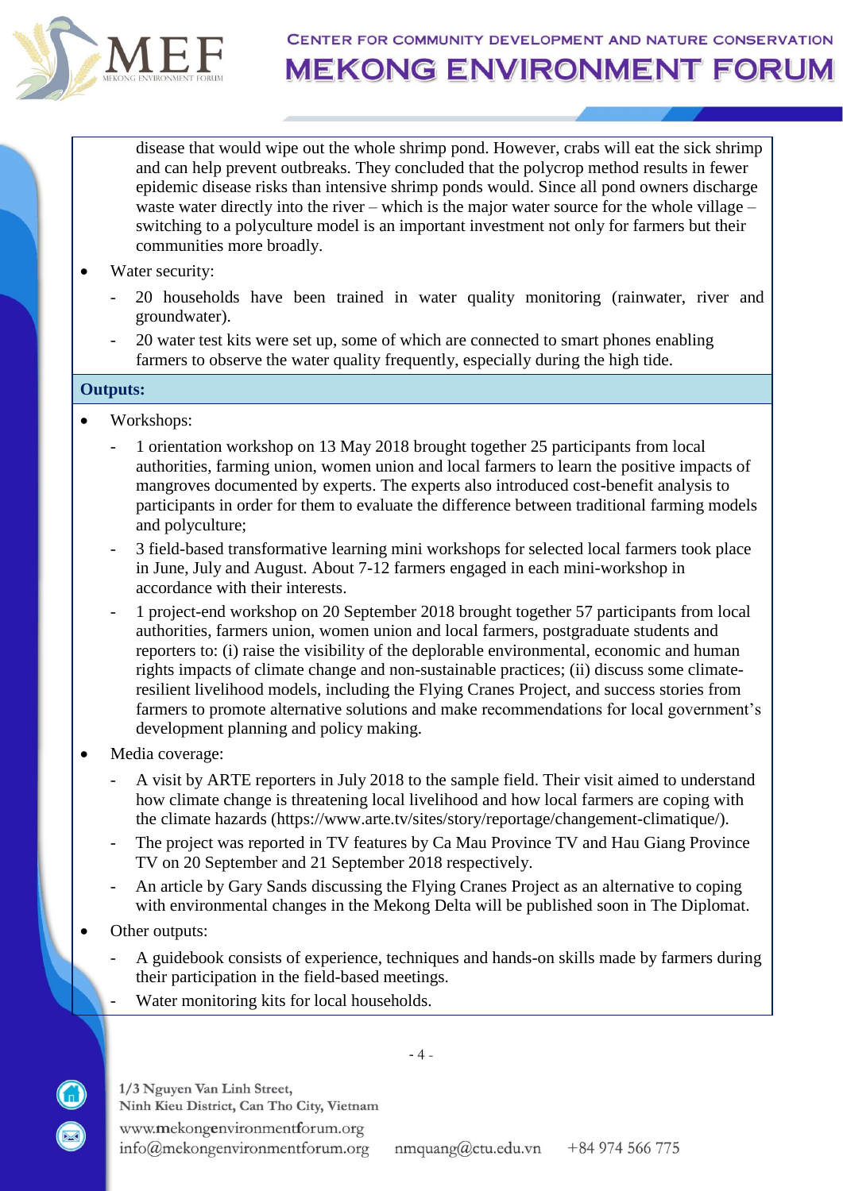disease that would wipe out the whole shrimp pond. However, crabs will eat the sick shrimp and can help prevent outbreaks. They concluded that the polycrop method results in fewer epidemic disease risks than intensive shrimp ponds would. Since all pond owners discharge waste water directly into the river – which is the major water source for the whole village – switching to a polyculture model is an important investment not only for farmers but their communities more broadly.

- Water security:
  - 20 households have been trained in water quality monitoring (rainwater, river and groundwater).
  - 20 water test kits were set up, some of which are connected to smart phones enabling farmers to observe the water quality frequently, especially during the high tide.

**Outputs:**

- Workshops:
  - 1 orientation workshop on 13 May 2018 brought together 25 participants from local authorities, farming union, women union and local farmers to learn the positive impacts of mangroves documented by experts. The experts also introduced cost-benefit analysis to participants in order for them to evaluate the difference between traditional farming models and polyculture;
  - 3 field-based transformative learning mini workshops for selected local farmers took place in June, July and August. About 7-12 farmers engaged in each mini-workshop in accordance with their interests.
  - 1 project-end workshop on 20 September 2018 brought together 57 participants from local authorities, farmers union, women union and local farmers, postgraduate students and reporters to: (i) raise the visibility of the deplorable environmental, economic and human rights impacts of climate change and non-sustainable practices; (ii) discuss some climate-resilient livelihood models, including the Flying Cranes Project, and success stories from farmers to promote alternative solutions and make recommendations for local government's development planning and policy making.
- Media coverage:
  - A visit by ARTE reporters in July 2018 to the sample field. Their visit aimed to understand how climate change is threatening local livelihood and how local farmers are coping with the climate hazards (https://www.arte.tv/sites/story/reportage/changement-climatique/).
  - The project was reported in TV features by Ca Mau Province TV and Hau Giang Province TV on 20 September and 21 September 2018 respectively.
  - An article by Gary Sands discussing the Flying Cranes Project as an alternative to coping with environmental changes in the Mekong Delta will be published soon in The Diplomat.
- Other outputs:
  - A guidebook consists of experience, techniques and hands-on skills made by farmers during their participation in the field-based meetings.
  - Water monitoring kits for local households.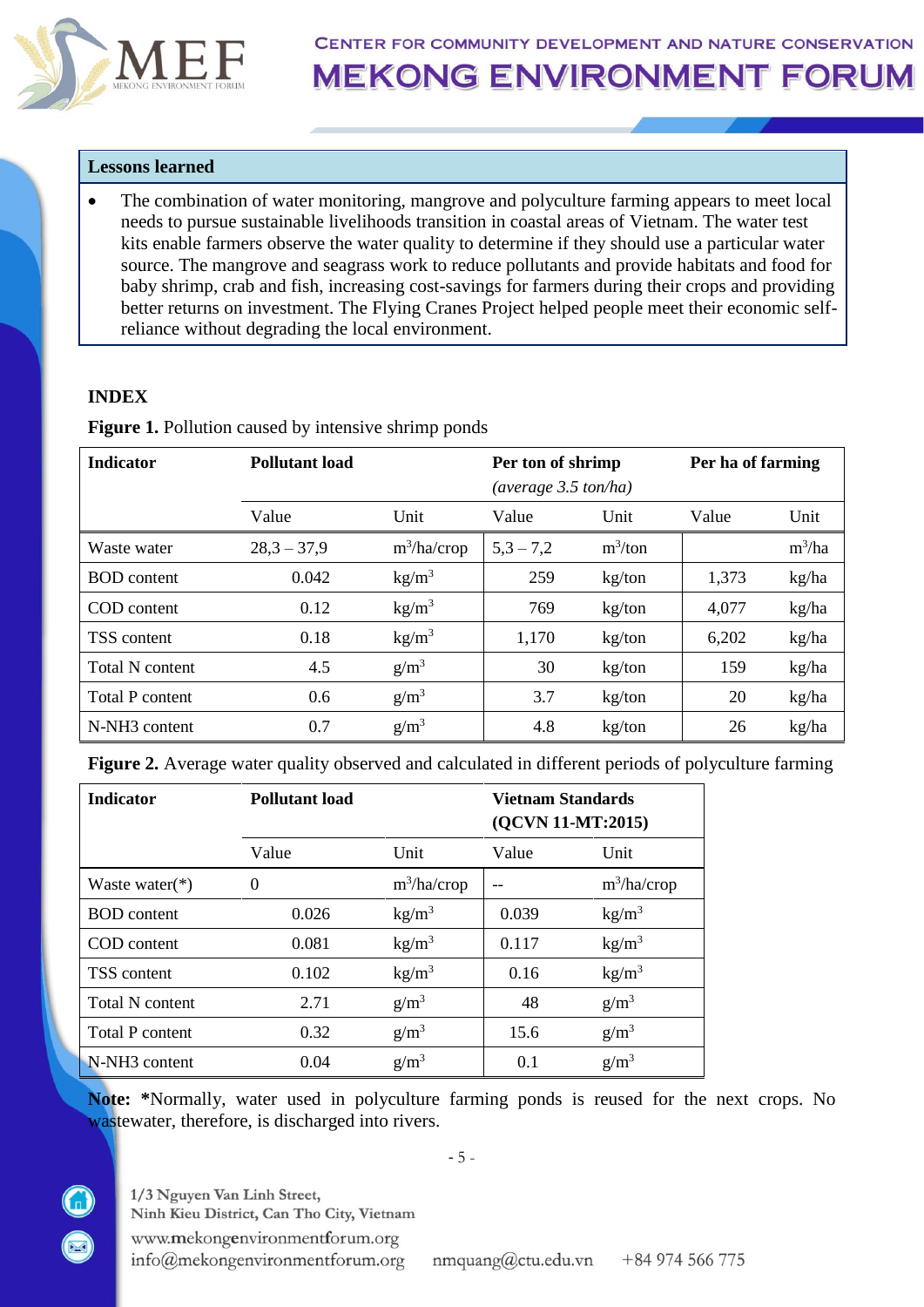## Lessons learned

- The combination of water monitoring, mangrove and polyculture farming appears to meet local needs to pursue sustainable livelihoods transition in coastal areas of Vietnam. The water test kits enable farmers observe the water quality to determine if they should use a particular water source. The mangrove and seagrass work to reduce pollutants and provide habitats and food for baby shrimp, crab and fish, increasing cost-savings for farmers during their crops and providing better returns on investment. The Flying Cranes Project helped people meet their economic self-reliance without degrading the local environment.

## INDEX

**Figure 1.** Pollution caused by intensive shrimp ponds

| Indicator | Pollutant load | | Per ton of shrimp *(average 3.5 ton/ha)* | | Per ha of farming | |
|---|---|---|---|---|---|---|
| | Value | Unit | Value | Unit | Value | Unit |
| Waste water | 28,3 – 37,9 | $m^3$/ha/crop | 5,3 – 7,2 | $m^3$/ton | | $m^3$/ha |
| BOD content | 0.042 | kg/$m^3$ | 259 | kg/ton | 1,373 | kg/ha |
| COD content | 0.12 | kg/$m^3$ | 769 | kg/ton | 4,077 | kg/ha |
| TSS content | 0.18 | kg/$m^3$ | 1,170 | kg/ton | 6,202 | kg/ha |
| Total N content | 4.5 | g/$m^3$ | 30 | kg/ton | 159 | kg/ha |
| Total P content | 0.6 | g/$m^3$ | 3.7 | kg/ton | 20 | kg/ha |
| N-NH3 content | 0.7 | g/$m^3$ | 4.8 | kg/ton | 26 | kg/ha |

**Figure 2.** Average water quality observed and calculated in different periods of polyculture farming

| Indicator | Pollutant load | | Vietnam Standards (QCVN 11-MT:2015) | |
|---|---|---|---|---|
| | Value | Unit | Value | Unit |
| Waste water(*) | 0 | $m^3$/ha/crop | -- | $m^3$/ha/crop |
| BOD content | 0.026 | kg/$m^3$ | 0.039 | kg/$m^3$ |
| COD content | 0.081 | kg/$m^3$ | 0.117 | kg/$m^3$ |
| TSS content | 0.102 | kg/$m^3$ | 0.16 | kg/$m^3$ |
| Total N content | 2.71 | g/$m^3$ | 48 | g/$m^3$ |
| Total P content | 0.32 | g/$m^3$ | 15.6 | g/$m^3$ |
| N-NH3 content | 0.04 | g/$m^3$ | 0.1 | g/$m^3$ |

**Note:** *Normally, water used in polyculture farming ponds is reused for the next crops. No wastewater, therefore, is discharged into rivers.